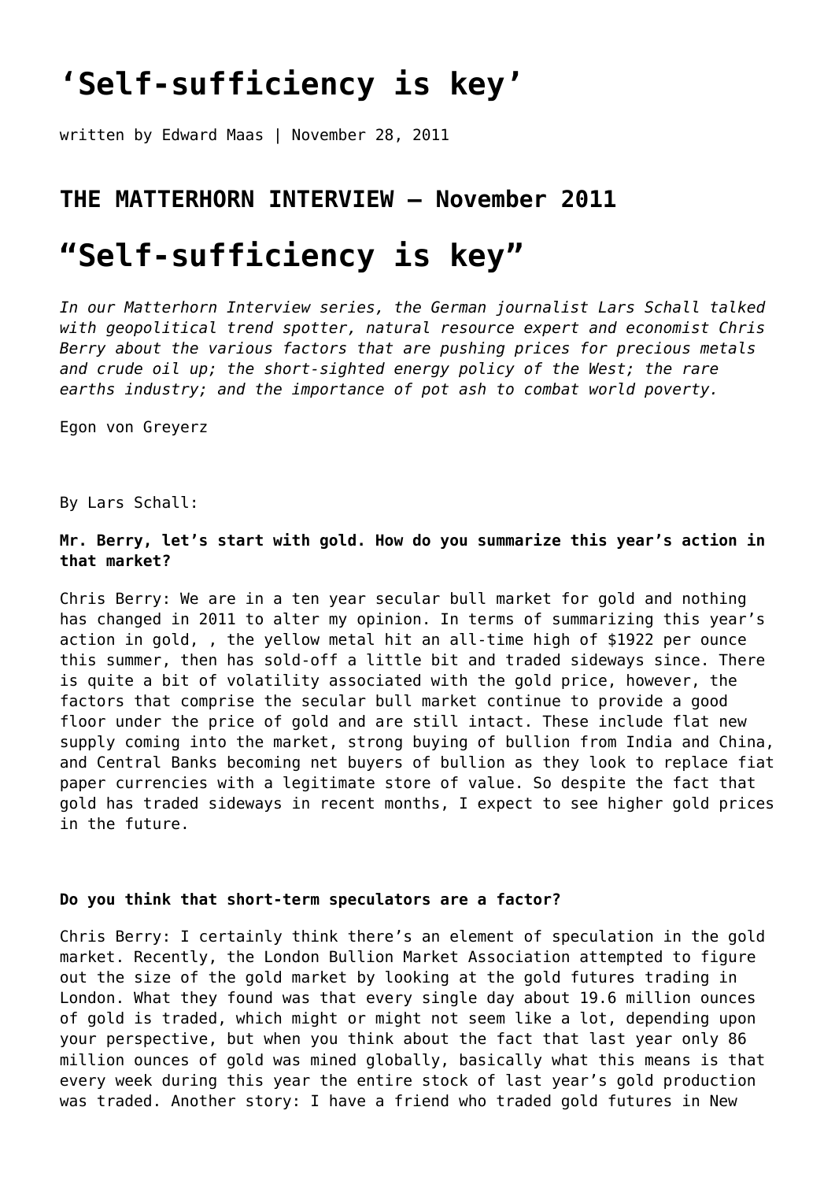# ‘Self-sufficiency is key’

written by Edward Maas | November 28, 2011

## THE MATTERHORN INTERVIEW – November 2011

# “Self-sufficiency is key”

*In our Matterhorn Interview series, the German journalist Lars Schall talked with geopolitical trend spotter, natural resource expert and economist Chris Berry about the various factors that are pushing prices for precious metals and crude oil up; the short-sighted energy policy of the West; the rare earths industry; and the importance of pot ash to combat world poverty.*

Egon von Greyerz

By Lars Schall:

**Mr. Berry, let’s start with gold. How do you summarize this year’s action in that market?**

Chris Berry: We are in a ten year secular bull market for gold and nothing has changed in 2011 to alter my opinion. In terms of summarizing this year’s action in gold, , the yellow metal hit an all-time high of $1922 per ounce this summer, then has sold-off a little bit and traded sideways since. There is quite a bit of volatility associated with the gold price, however, the factors that comprise the secular bull market continue to provide a good floor under the price of gold and are still intact. These include flat new supply coming into the market, strong buying of bullion from India and China, and Central Banks becoming net buyers of bullion as they look to replace fiat paper currencies with a legitimate store of value. So despite the fact that gold has traded sideways in recent months, I expect to see higher gold prices in the future.

**Do you think that short-term speculators are a factor?**

Chris Berry: I certainly think there’s an element of speculation in the gold market. Recently, the London Bullion Market Association attempted to figure out the size of the gold market by looking at the gold futures trading in London. What they found was that every single day about 19.6 million ounces of gold is traded, which might or might not seem like a lot, depending upon your perspective, but when you think about the fact that last year only 86 million ounces of gold was mined globally, basically what this means is that every week during this year the entire stock of last year’s gold production was traded. Another story: I have a friend who traded gold futures in New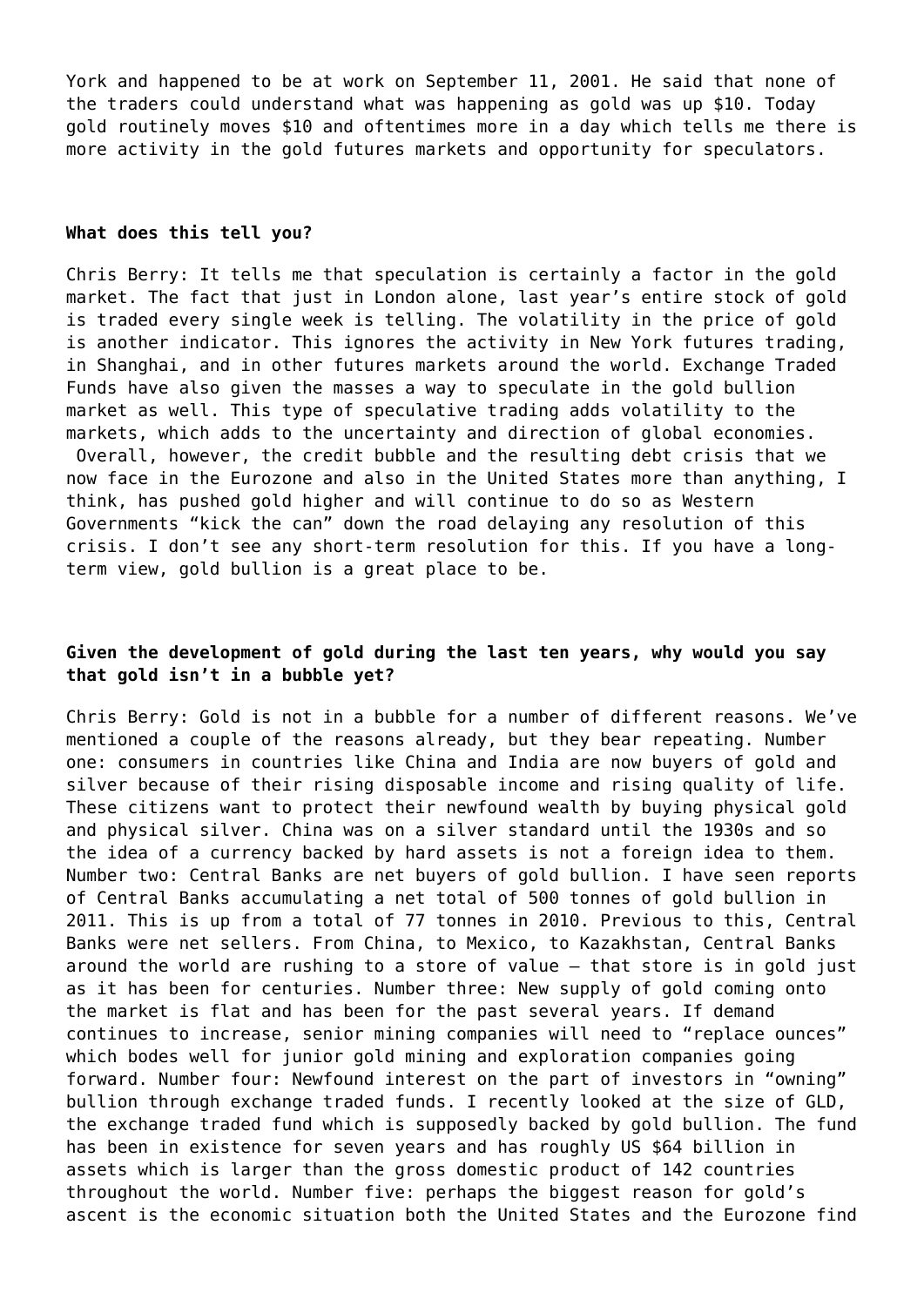York and happened to be at work on September 11, 2001. He said that none of the traders could understand what was happening as gold was up $10. Today gold routinely moves $10 and oftentimes more in a day which tells me there is more activity in the gold futures markets and opportunity for speculators.

**What does this tell you?**

Chris Berry: It tells me that speculation is certainly a factor in the gold market. The fact that just in London alone, last year's entire stock of gold is traded every single week is telling. The volatility in the price of gold is another indicator. This ignores the activity in New York futures trading, in Shanghai, and in other futures markets around the world. Exchange Traded Funds have also given the masses a way to speculate in the gold bullion market as well. This type of speculative trading adds volatility to the markets, which adds to the uncertainty and direction of global economies. Overall, however, the credit bubble and the resulting debt crisis that we now face in the Eurozone and also in the United States more than anything, I think, has pushed gold higher and will continue to do so as Western Governments "kick the can" down the road delaying any resolution of this crisis. I don't see any short-term resolution for this. If you have a long-term view, gold bullion is a great place to be.

**Given the development of gold during the last ten years, why would you say that gold isn't in a bubble yet?**

Chris Berry: Gold is not in a bubble for a number of different reasons. We've mentioned a couple of the reasons already, but they bear repeating. Number one: consumers in countries like China and India are now buyers of gold and silver because of their rising disposable income and rising quality of life. These citizens want to protect their newfound wealth by buying physical gold and physical silver. China was on a silver standard until the 1930s and so the idea of a currency backed by hard assets is not a foreign idea to them. Number two: Central Banks are net buyers of gold bullion. I have seen reports of Central Banks accumulating a net total of 500 tonnes of gold bullion in 2011. This is up from a total of 77 tonnes in 2010. Previous to this, Central Banks were net sellers. From China, to Mexico, to Kazakhstan, Central Banks around the world are rushing to a store of value – that store is in gold just as it has been for centuries. Number three: New supply of gold coming onto the market is flat and has been for the past several years. If demand continues to increase, senior mining companies will need to "replace ounces" which bodes well for junior gold mining and exploration companies going forward. Number four: Newfound interest on the part of investors in "owning" bullion through exchange traded funds. I recently looked at the size of GLD, the exchange traded fund which is supposedly backed by gold bullion. The fund has been in existence for seven years and has roughly US $64 billion in assets which is larger than the gross domestic product of 142 countries throughout the world. Number five: perhaps the biggest reason for gold's ascent is the economic situation both the United States and the Eurozone find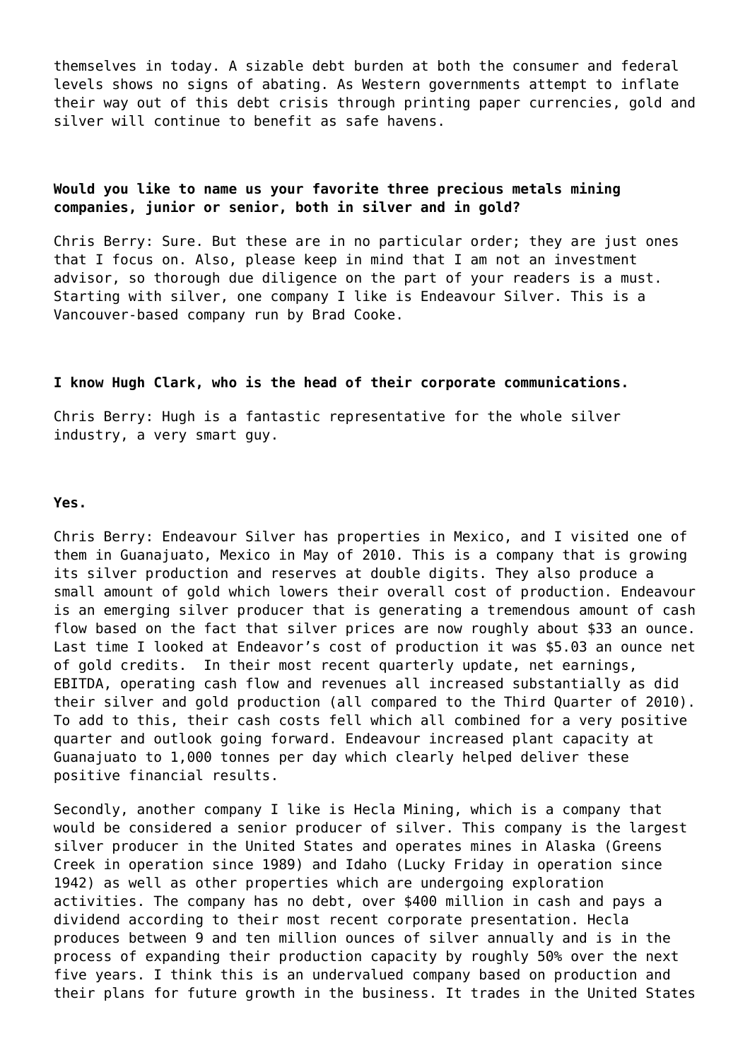themselves in today. A sizable debt burden at both the consumer and federal levels shows no signs of abating. As Western governments attempt to inflate their way out of this debt crisis through printing paper currencies, gold and silver will continue to benefit as safe havens.

**Would you like to name us your favorite three precious metals mining companies, junior or senior, both in silver and in gold?**

Chris Berry: Sure. But these are in no particular order; they are just ones that I focus on. Also, please keep in mind that I am not an investment advisor, so thorough due diligence on the part of your readers is a must. Starting with silver, one company I like is Endeavour Silver. This is a Vancouver-based company run by Brad Cooke.

**I know Hugh Clark, who is the head of their corporate communications.**

Chris Berry: Hugh is a fantastic representative for the whole silver industry, a very smart guy.

**Yes.**

Chris Berry: Endeavour Silver has properties in Mexico, and I visited one of them in Guanajuato, Mexico in May of 2010. This is a company that is growing its silver production and reserves at double digits. They also produce a small amount of gold which lowers their overall cost of production. Endeavour is an emerging silver producer that is generating a tremendous amount of cash flow based on the fact that silver prices are now roughly about $33 an ounce. Last time I looked at Endeavor's cost of production it was $5.03 an ounce net of gold credits. In their most recent quarterly update, net earnings, EBITDA, operating cash flow and revenues all increased substantially as did their silver and gold production (all compared to the Third Quarter of 2010). To add to this, their cash costs fell which all combined for a very positive quarter and outlook going forward. Endeavour increased plant capacity at Guanajuato to 1,000 tonnes per day which clearly helped deliver these positive financial results.

Secondly, another company I like is Hecla Mining, which is a company that would be considered a senior producer of silver. This company is the largest silver producer in the United States and operates mines in Alaska (Greens Creek in operation since 1989) and Idaho (Lucky Friday in operation since 1942) as well as other properties which are undergoing exploration activities. The company has no debt, over $400 million in cash and pays a dividend according to their most recent corporate presentation. Hecla produces between 9 and ten million ounces of silver annually and is in the process of expanding their production capacity by roughly 50% over the next five years. I think this is an undervalued company based on production and their plans for future growth in the business. It trades in the United States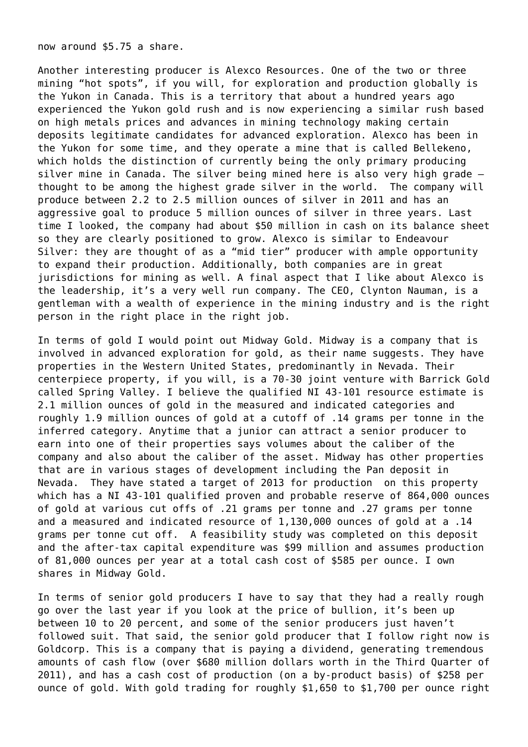now around $5.75 a share.

Another interesting producer is Alexco Resources. One of the two or three mining “hot spots”, if you will, for exploration and production globally is the Yukon in Canada. This is a territory that about a hundred years ago experienced the Yukon gold rush and is now experiencing a similar rush based on high metals prices and advances in mining technology making certain deposits legitimate candidates for advanced exploration. Alexco has been in the Yukon for some time, and they operate a mine that is called Bellekeno, which holds the distinction of currently being the only primary producing silver mine in Canada. The silver being mined here is also very high grade – thought to be among the highest grade silver in the world. The company will produce between 2.2 to 2.5 million ounces of silver in 2011 and has an aggressive goal to produce 5 million ounces of silver in three years. Last time I looked, the company had about $50 million in cash on its balance sheet so they are clearly positioned to grow. Alexco is similar to Endeavour Silver: they are thought of as a “mid tier” producer with ample opportunity to expand their production. Additionally, both companies are in great jurisdictions for mining as well. A final aspect that I like about Alexco is the leadership, it’s a very well run company. The CEO, Clynton Nauman, is a gentleman with a wealth of experience in the mining industry and is the right person in the right place in the right job.

In terms of gold I would point out Midway Gold. Midway is a company that is involved in advanced exploration for gold, as their name suggests. They have properties in the Western United States, predominantly in Nevada. Their centerpiece property, if you will, is a 70-30 joint venture with Barrick Gold called Spring Valley. I believe the qualified NI 43-101 resource estimate is 2.1 million ounces of gold in the measured and indicated categories and roughly 1.9 million ounces of gold at a cutoff of .14 grams per tonne in the inferred category. Anytime that a junior can attract a senior producer to earn into one of their properties says volumes about the caliber of the company and also about the caliber of the asset. Midway has other properties that are in various stages of development including the Pan deposit in Nevada. They have stated a target of 2013 for production on this property which has a NI 43-101 qualified proven and probable reserve of 864,000 ounces of gold at various cut offs of .21 grams per tonne and .27 grams per tonne and a measured and indicated resource of 1,130,000 ounces of gold at a .14 grams per tonne cut off. A feasibility study was completed on this deposit and the after-tax capital expenditure was $99 million and assumes production of 81,000 ounces per year at a total cash cost of $585 per ounce. I own shares in Midway Gold.

In terms of senior gold producers I have to say that they had a really rough go over the last year if you look at the price of bullion, it’s been up between 10 to 20 percent, and some of the senior producers just haven’t followed suit. That said, the senior gold producer that I follow right now is Goldcorp. This is a company that is paying a dividend, generating tremendous amounts of cash flow (over $680 million dollars worth in the Third Quarter of 2011), and has a cash cost of production (on a by-product basis) of $258 per ounce of gold. With gold trading for roughly $1,650 to $1,700 per ounce right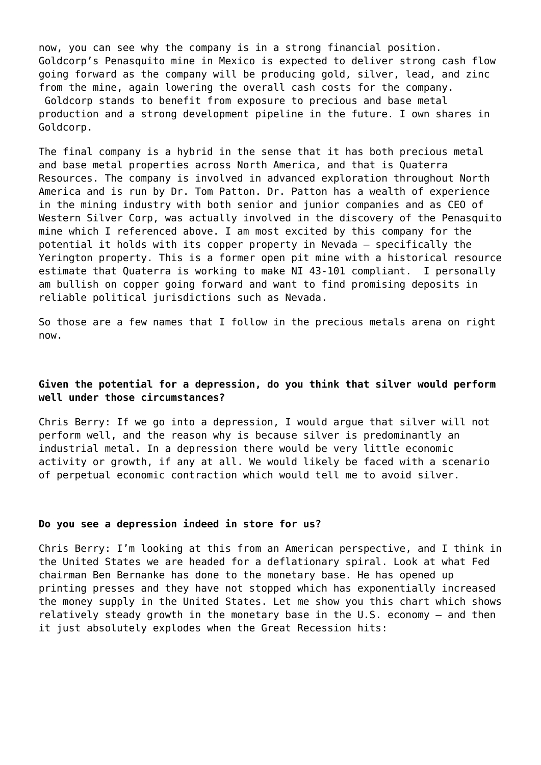now, you can see why the company is in a strong financial position. Goldcorp's Penasquito mine in Mexico is expected to deliver strong cash flow going forward as the company will be producing gold, silver, lead, and zinc from the mine, again lowering the overall cash costs for the company. Goldcorp stands to benefit from exposure to precious and base metal production and a strong development pipeline in the future. I own shares in Goldcorp.

The final company is a hybrid in the sense that it has both precious metal and base metal properties across North America, and that is Quaterra Resources. The company is involved in advanced exploration throughout North America and is run by Dr. Tom Patton. Dr. Patton has a wealth of experience in the mining industry with both senior and junior companies and as CEO of Western Silver Corp, was actually involved in the discovery of the Penasquito mine which I referenced above. I am most excited by this company for the potential it holds with its copper property in Nevada – specifically the Yerington property. This is a former open pit mine with a historical resource estimate that Quaterra is working to make NI 43-101 compliant. I personally am bullish on copper going forward and want to find promising deposits in reliable political jurisdictions such as Nevada.

So those are a few names that I follow in the precious metals arena on right now.

**Given the potential for a depression, do you think that silver would perform well under those circumstances?**

Chris Berry: If we go into a depression, I would argue that silver will not perform well, and the reason why is because silver is predominantly an industrial metal. In a depression there would be very little economic activity or growth, if any at all. We would likely be faced with a scenario of perpetual economic contraction which would tell me to avoid silver.

**Do you see a depression indeed in store for us?**

Chris Berry: I'm looking at this from an American perspective, and I think in the United States we are headed for a deflationary spiral. Look at what Fed chairman Ben Bernanke has done to the monetary base. He has opened up printing presses and they have not stopped which has exponentially increased the money supply in the United States. Let me show you this chart which shows relatively steady growth in the monetary base in the U.S. economy – and then it just absolutely explodes when the Great Recession hits: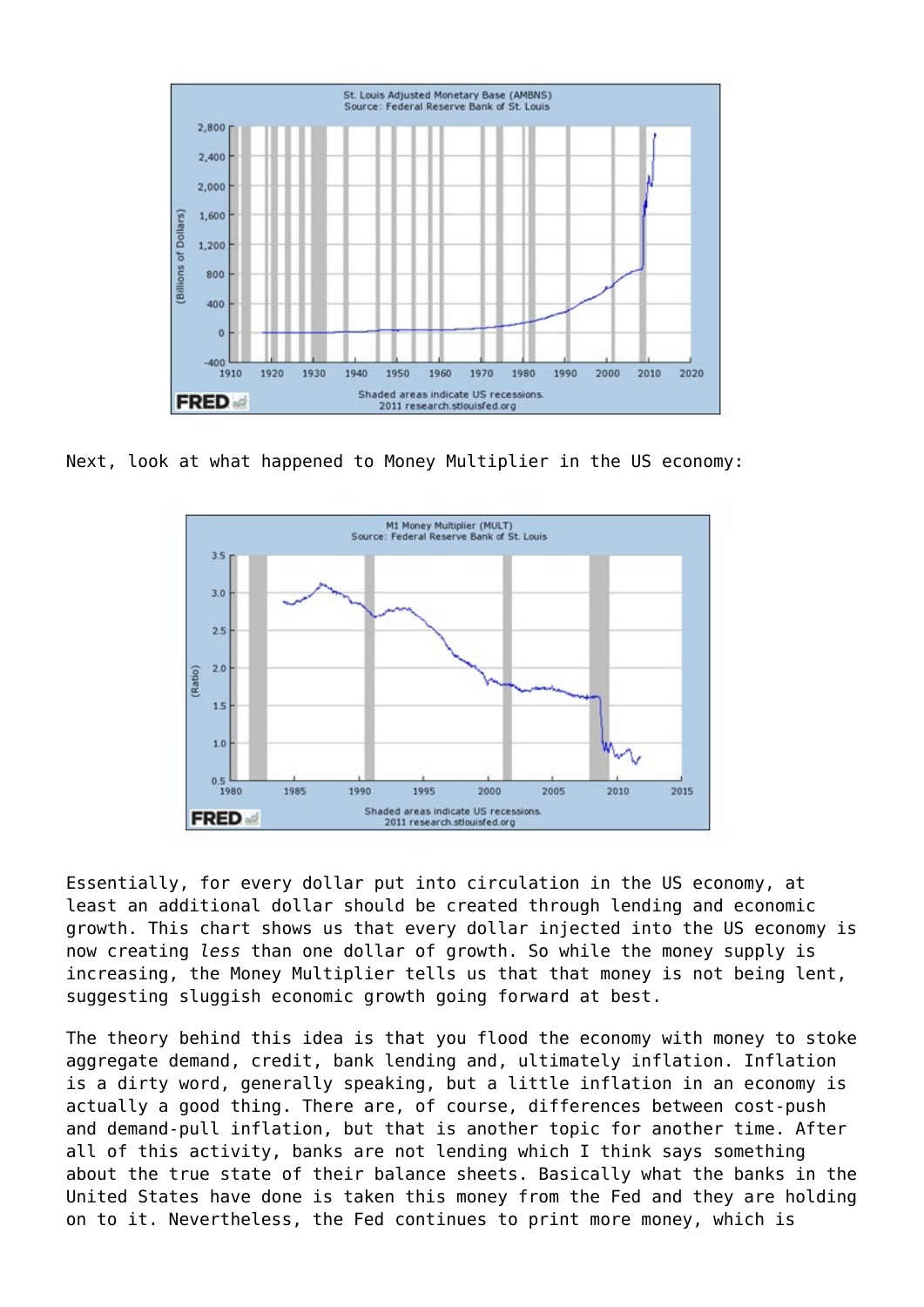Next, look at what happened to Money Multiplier in the US economy:

Essentially, for every dollar put into circulation in the US economy, at least an additional dollar should be created through lending and economic growth. This chart shows us that every dollar injected into the US economy is now creating *less* than one dollar of growth. So while the money supply is increasing, the Money Multiplier tells us that that money is not being lent, suggesting sluggish economic growth going forward at best.

The theory behind this idea is that you flood the economy with money to stoke aggregate demand, credit, bank lending and, ultimately inflation. Inflation is a dirty word, generally speaking, but a little inflation in an economy is actually a good thing. There are, of course, differences between cost-push and demand-pull inflation, but that is another topic for another time. After all of this activity, banks are not lending which I think says something about the true state of their balance sheets. Basically what the banks in the United States have done is taken this money from the Fed and they are holding on to it. Nevertheless, the Fed continues to print more money, which is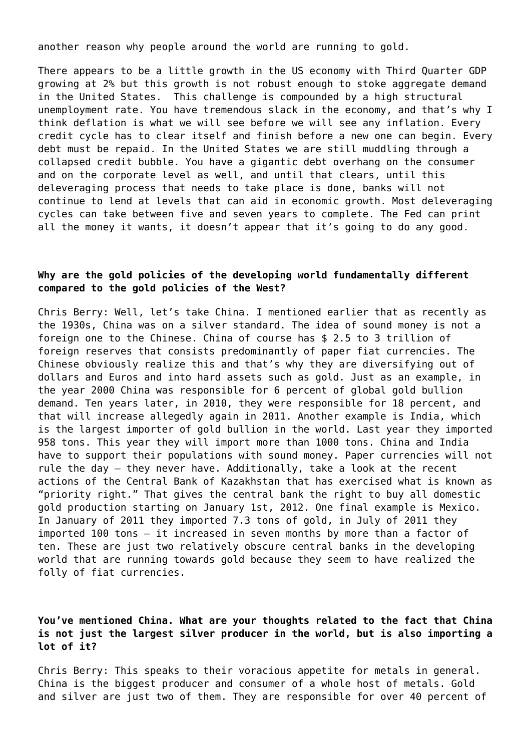another reason why people around the world are running to gold.

There appears to be a little growth in the US economy with Third Quarter GDP growing at 2% but this growth is not robust enough to stoke aggregate demand in the United States. This challenge is compounded by a high structural unemployment rate. You have tremendous slack in the economy, and that's why I think deflation is what we will see before we will see any inflation. Every credit cycle has to clear itself and finish before a new one can begin. Every debt must be repaid. In the United States we are still muddling through a collapsed credit bubble. You have a gigantic debt overhang on the consumer and on the corporate level as well, and until that clears, until this deleveraging process that needs to take place is done, banks will not continue to lend at levels that can aid in economic growth. Most deleveraging cycles can take between five and seven years to complete. The Fed can print all the money it wants, it doesn't appear that it's going to do any good.

**Why are the gold policies of the developing world fundamentally different compared to the gold policies of the West?**

Chris Berry: Well, let's take China. I mentioned earlier that as recently as the 1930s, China was on a silver standard. The idea of sound money is not a foreign one to the Chinese. China of course has $ 2.5 to 3 trillion of foreign reserves that consists predominantly of paper fiat currencies. The Chinese obviously realize this and that's why they are diversifying out of dollars and Euros and into hard assets such as gold. Just as an example, in the year 2000 China was responsible for 6 percent of global gold bullion demand. Ten years later, in 2010, they were responsible for 18 percent, and that will increase allegedly again in 2011. Another example is India, which is the largest importer of gold bullion in the world. Last year they imported 958 tons. This year they will import more than 1000 tons. China and India have to support their populations with sound money. Paper currencies will not rule the day – they never have. Additionally, take a look at the recent actions of the Central Bank of Kazakhstan that has exercised what is known as "priority right." That gives the central bank the right to buy all domestic gold production starting on January 1st, 2012. One final example is Mexico. In January of 2011 they imported 7.3 tons of gold, in July of 2011 they imported 100 tons – it increased in seven months by more than a factor of ten. These are just two relatively obscure central banks in the developing world that are running towards gold because they seem to have realized the folly of fiat currencies.

**You've mentioned China. What are your thoughts related to the fact that China is not just the largest silver producer in the world, but is also importing a lot of it?**

Chris Berry: This speaks to their voracious appetite for metals in general. China is the biggest producer and consumer of a whole host of metals. Gold and silver are just two of them. They are responsible for over 40 percent of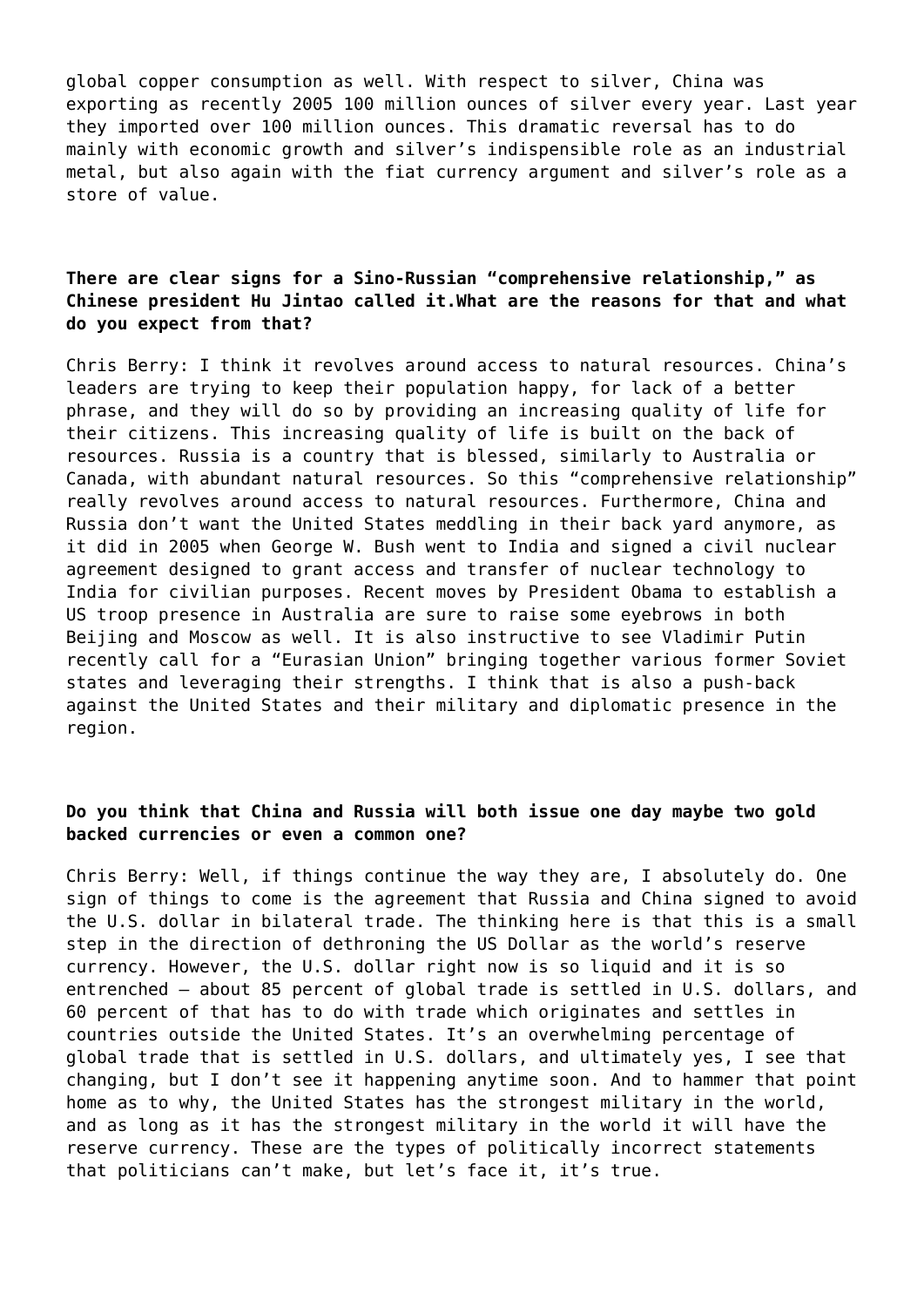global copper consumption as well. With respect to silver, China was exporting as recently 2005 100 million ounces of silver every year. Last year they imported over 100 million ounces. This dramatic reversal has to do mainly with economic growth and silver's indispensible role as an industrial metal, but also again with the fiat currency argument and silver's role as a store of value.

**There are clear signs for a Sino-Russian "comprehensive relationship," as Chinese president Hu Jintao called it.What are the reasons for that and what do you expect from that?**

Chris Berry: I think it revolves around access to natural resources. China's leaders are trying to keep their population happy, for lack of a better phrase, and they will do so by providing an increasing quality of life for their citizens. This increasing quality of life is built on the back of resources. Russia is a country that is blessed, similarly to Australia or Canada, with abundant natural resources. So this "comprehensive relationship" really revolves around access to natural resources. Furthermore, China and Russia don't want the United States meddling in their back yard anymore, as it did in 2005 when George W. Bush went to India and signed a civil nuclear agreement designed to grant access and transfer of nuclear technology to India for civilian purposes. Recent moves by President Obama to establish a US troop presence in Australia are sure to raise some eyebrows in both Beijing and Moscow as well. It is also instructive to see Vladimir Putin recently call for a "Eurasian Union" bringing together various former Soviet states and leveraging their strengths. I think that is also a push-back against the United States and their military and diplomatic presence in the region.

**Do you think that China and Russia will both issue one day maybe two gold backed currencies or even a common one?**

Chris Berry: Well, if things continue the way they are, I absolutely do. One sign of things to come is the agreement that Russia and China signed to avoid the U.S. dollar in bilateral trade. The thinking here is that this is a small step in the direction of dethroning the US Dollar as the world's reserve currency. However, the U.S. dollar right now is so liquid and it is so entrenched – about 85 percent of global trade is settled in U.S. dollars, and 60 percent of that has to do with trade which originates and settles in countries outside the United States. It's an overwhelming percentage of global trade that is settled in U.S. dollars, and ultimately yes, I see that changing, but I don't see it happening anytime soon. And to hammer that point home as to why, the United States has the strongest military in the world, and as long as it has the strongest military in the world it will have the reserve currency. These are the types of politically incorrect statements that politicians can't make, but let's face it, it's true.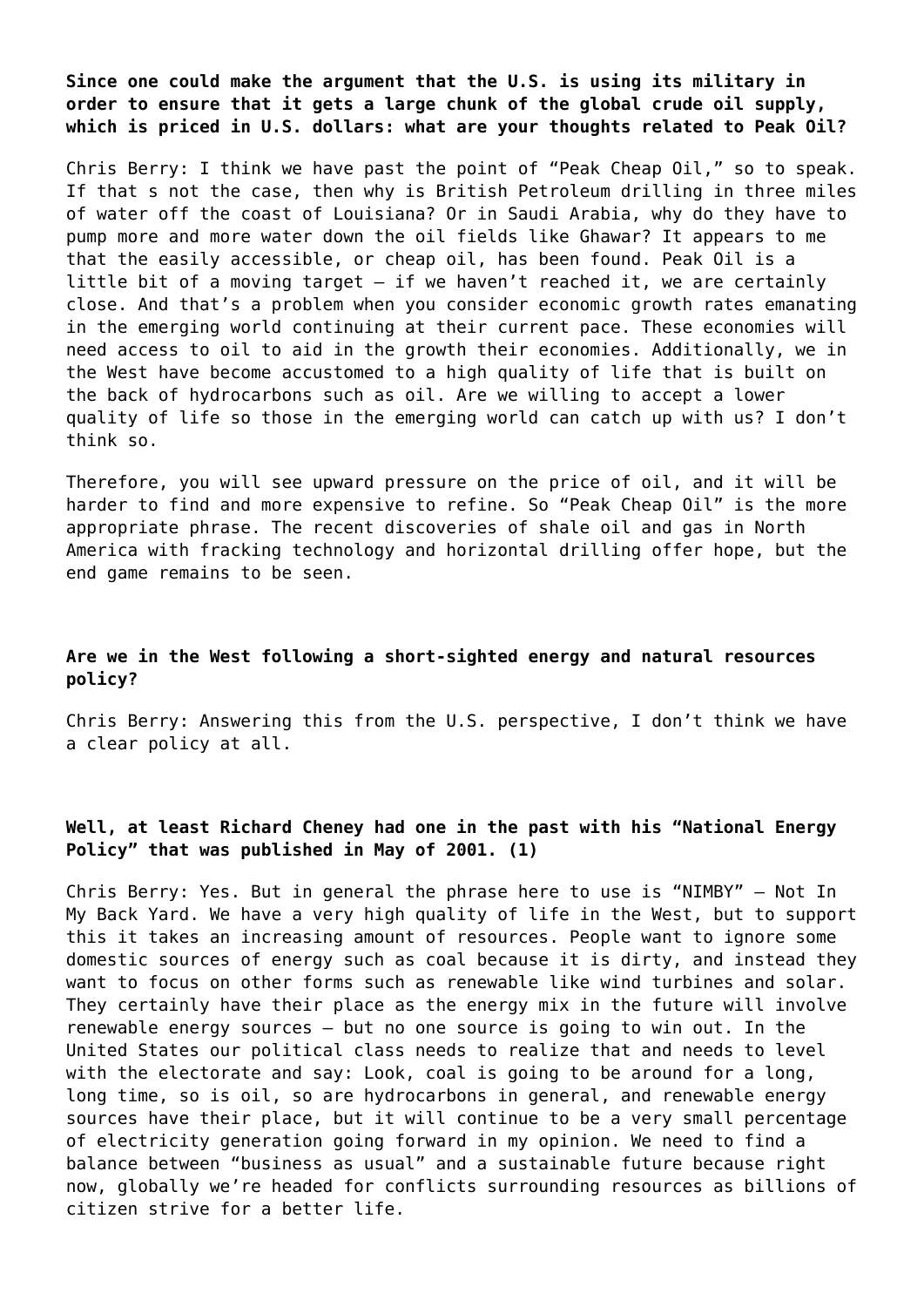**Since one could make the argument that the U.S. is using its military in order to ensure that it gets a large chunk of the global crude oil supply, which is priced in U.S. dollars: what are your thoughts related to Peak Oil?**

Chris Berry: I think we have past the point of "Peak Cheap Oil," so to speak. If that s not the case, then why is British Petroleum drilling in three miles of water off the coast of Louisiana? Or in Saudi Arabia, why do they have to pump more and more water down the oil fields like Ghawar? It appears to me that the easily accessible, or cheap oil, has been found. Peak Oil is a little bit of a moving target – if we haven't reached it, we are certainly close. And that's a problem when you consider economic growth rates emanating in the emerging world continuing at their current pace. These economies will need access to oil to aid in the growth their economies. Additionally, we in the West have become accustomed to a high quality of life that is built on the back of hydrocarbons such as oil. Are we willing to accept a lower quality of life so those in the emerging world can catch up with us? I don't think so.

Therefore, you will see upward pressure on the price of oil, and it will be harder to find and more expensive to refine. So "Peak Cheap Oil" is the more appropriate phrase. The recent discoveries of shale oil and gas in North America with fracking technology and horizontal drilling offer hope, but the end game remains to be seen.

**Are we in the West following a short-sighted energy and natural resources policy?**

Chris Berry: Answering this from the U.S. perspective, I don't think we have a clear policy at all.

**Well, at least Richard Cheney had one in the past with his "National Energy Policy" that was published in May of 2001. (1)**

Chris Berry: Yes. But in general the phrase here to use is "NIMBY" – Not In My Back Yard. We have a very high quality of life in the West, but to support this it takes an increasing amount of resources. People want to ignore some domestic sources of energy such as coal because it is dirty, and instead they want to focus on other forms such as renewable like wind turbines and solar. They certainly have their place as the energy mix in the future will involve renewable energy sources – but no one source is going to win out. In the United States our political class needs to realize that and needs to level with the electorate and say: Look, coal is going to be around for a long, long time, so is oil, so are hydrocarbons in general, and renewable energy sources have their place, but it will continue to be a very small percentage of electricity generation going forward in my opinion. We need to find a balance between "business as usual" and a sustainable future because right now, globally we're headed for conflicts surrounding resources as billions of citizen strive for a better life.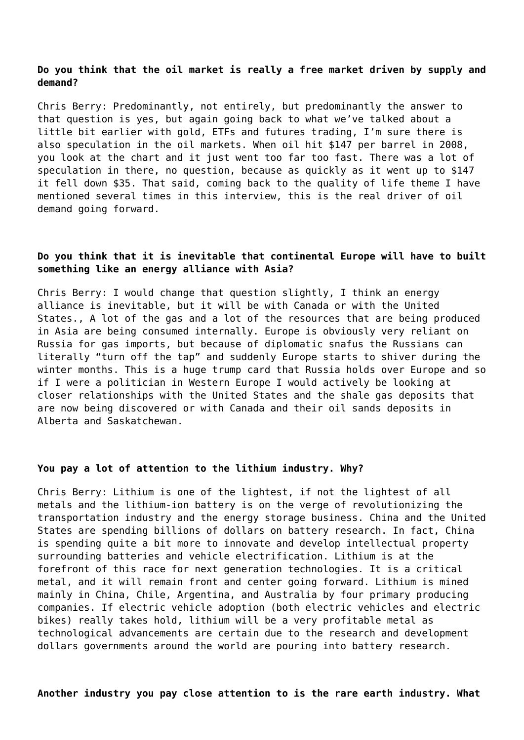**Do you think that the oil market is really a free market driven by supply and demand?**

Chris Berry: Predominantly, not entirely, but predominantly the answer to that question is yes, but again going back to what we've talked about a little bit earlier with gold, ETFs and futures trading, I'm sure there is also speculation in the oil markets. When oil hit $147 per barrel in 2008, you look at the chart and it just went too far too fast. There was a lot of speculation in there, no question, because as quickly as it went up to $147 it fell down $35. That said, coming back to the quality of life theme I have mentioned several times in this interview, this is the real driver of oil demand going forward.

**Do you think that it is inevitable that continental Europe will have to built something like an energy alliance with Asia?**

Chris Berry: I would change that question slightly, I think an energy alliance is inevitable, but it will be with Canada or with the United States., A lot of the gas and a lot of the resources that are being produced in Asia are being consumed internally. Europe is obviously very reliant on Russia for gas imports, but because of diplomatic snafus the Russians can literally "turn off the tap" and suddenly Europe starts to shiver during the winter months. This is a huge trump card that Russia holds over Europe and so if I were a politician in Western Europe I would actively be looking at closer relationships with the United States and the shale gas deposits that are now being discovered or with Canada and their oil sands deposits in Alberta and Saskatchewan.

**You pay a lot of attention to the lithium industry. Why?**

Chris Berry: Lithium is one of the lightest, if not the lightest of all metals and the lithium-ion battery is on the verge of revolutionizing the transportation industry and the energy storage business. China and the United States are spending billions of dollars on battery research. In fact, China is spending quite a bit more to innovate and develop intellectual property surrounding batteries and vehicle electrification. Lithium is at the forefront of this race for next generation technologies. It is a critical metal, and it will remain front and center going forward. Lithium is mined mainly in China, Chile, Argentina, and Australia by four primary producing companies. If electric vehicle adoption (both electric vehicles and electric bikes) really takes hold, lithium will be a very profitable metal as technological advancements are certain due to the research and development dollars governments around the world are pouring into battery research.

**Another industry you pay close attention to is the rare earth industry. What**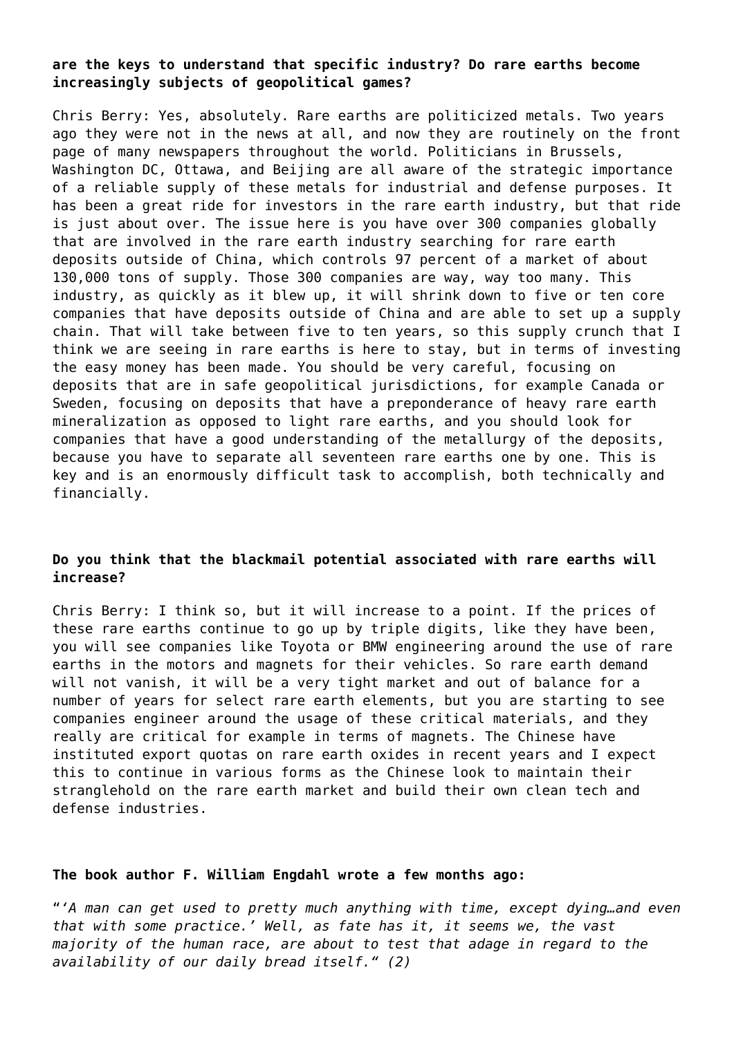**are the keys to understand that specific industry? Do rare earths become increasingly subjects of geopolitical games?**

Chris Berry: Yes, absolutely. Rare earths are politicized metals. Two years ago they were not in the news at all, and now they are routinely on the front page of many newspapers throughout the world. Politicians in Brussels, Washington DC, Ottawa, and Beijing are all aware of the strategic importance of a reliable supply of these metals for industrial and defense purposes. It has been a great ride for investors in the rare earth industry, but that ride is just about over. The issue here is you have over 300 companies globally that are involved in the rare earth industry searching for rare earth deposits outside of China, which controls 97 percent of a market of about 130,000 tons of supply. Those 300 companies are way, way too many. This industry, as quickly as it blew up, it will shrink down to five or ten core companies that have deposits outside of China and are able to set up a supply chain. That will take between five to ten years, so this supply crunch that I think we are seeing in rare earths is here to stay, but in terms of investing the easy money has been made. You should be very careful, focusing on deposits that are in safe geopolitical jurisdictions, for example Canada or Sweden, focusing on deposits that have a preponderance of heavy rare earth mineralization as opposed to light rare earths, and you should look for companies that have a good understanding of the metallurgy of the deposits, because you have to separate all seventeen rare earths one by one. This is key and is an enormously difficult task to accomplish, both technically and financially.

**Do you think that the blackmail potential associated with rare earths will increase?**

Chris Berry: I think so, but it will increase to a point. If the prices of these rare earths continue to go up by triple digits, like they have been, you will see companies like Toyota or BMW engineering around the use of rare earths in the motors and magnets for their vehicles. So rare earth demand will not vanish, it will be a very tight market and out of balance for a number of years for select rare earth elements, but you are starting to see companies engineer around the usage of these critical materials, and they really are critical for example in terms of magnets. The Chinese have instituted export quotas on rare earth oxides in recent years and I expect this to continue in various forms as the Chinese look to maintain their stranglehold on the rare earth market and build their own clean tech and defense industries.

**The book author F. William Engdahl wrote a few months ago:**

*"'A man can get used to pretty much anything with time, except dying…and even that with some practice.' Well, as fate has it, it seems we, the vast majority of the human race, are about to test that adage in regard to the availability of our daily bread itself." (2)*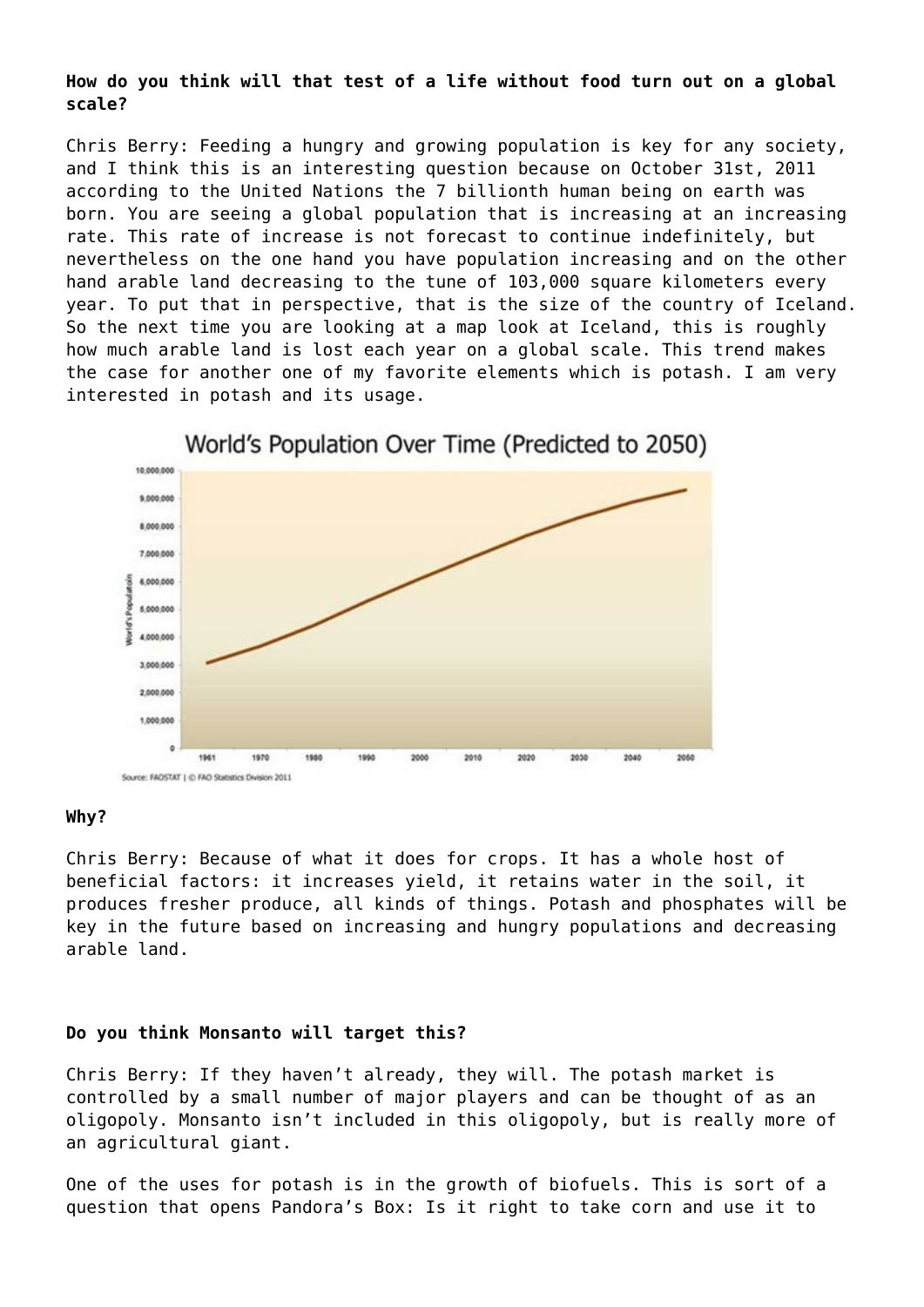**How do you think will that test of a life without food turn out on a global scale?**

Chris Berry: Feeding a hungry and growing population is key for any society, and I think this is an interesting question because on October 31st, 2011 according to the United Nations the 7 billionth human being on earth was born. You are seeing a global population that is increasing at an increasing rate. This rate of increase is not forecast to continue indefinitely, but nevertheless on the one hand you have population increasing and on the other hand arable land decreasing to the tune of 103,000 square kilometers every year. To put that in perspective, that is the size of the country of Iceland. So the next time you are looking at a map look at Iceland, this is roughly how much arable land is lost each year on a global scale. This trend makes the case for another one of my favorite elements which is potash. I am very interested in potash and its usage.

World's Population Over Time (Predicted to 2050)

Source: FAOSTAT | © FAO Statistics Division 2011

**Why?**

Chris Berry: Because of what it does for crops. It has a whole host of beneficial factors: it increases yield, it retains water in the soil, it produces fresher produce, all kinds of things. Potash and phosphates will be key in the future based on increasing and hungry populations and decreasing arable land.

**Do you think Monsanto will target this?**

Chris Berry: If they haven't already, they will. The potash market is controlled by a small number of major players and can be thought of as an oligopoly. Monsanto isn't included in this oligopoly, but is really more of an agricultural giant.

One of the uses for potash is in the growth of biofuels. This is sort of a question that opens Pandora's Box: Is it right to take corn and use it to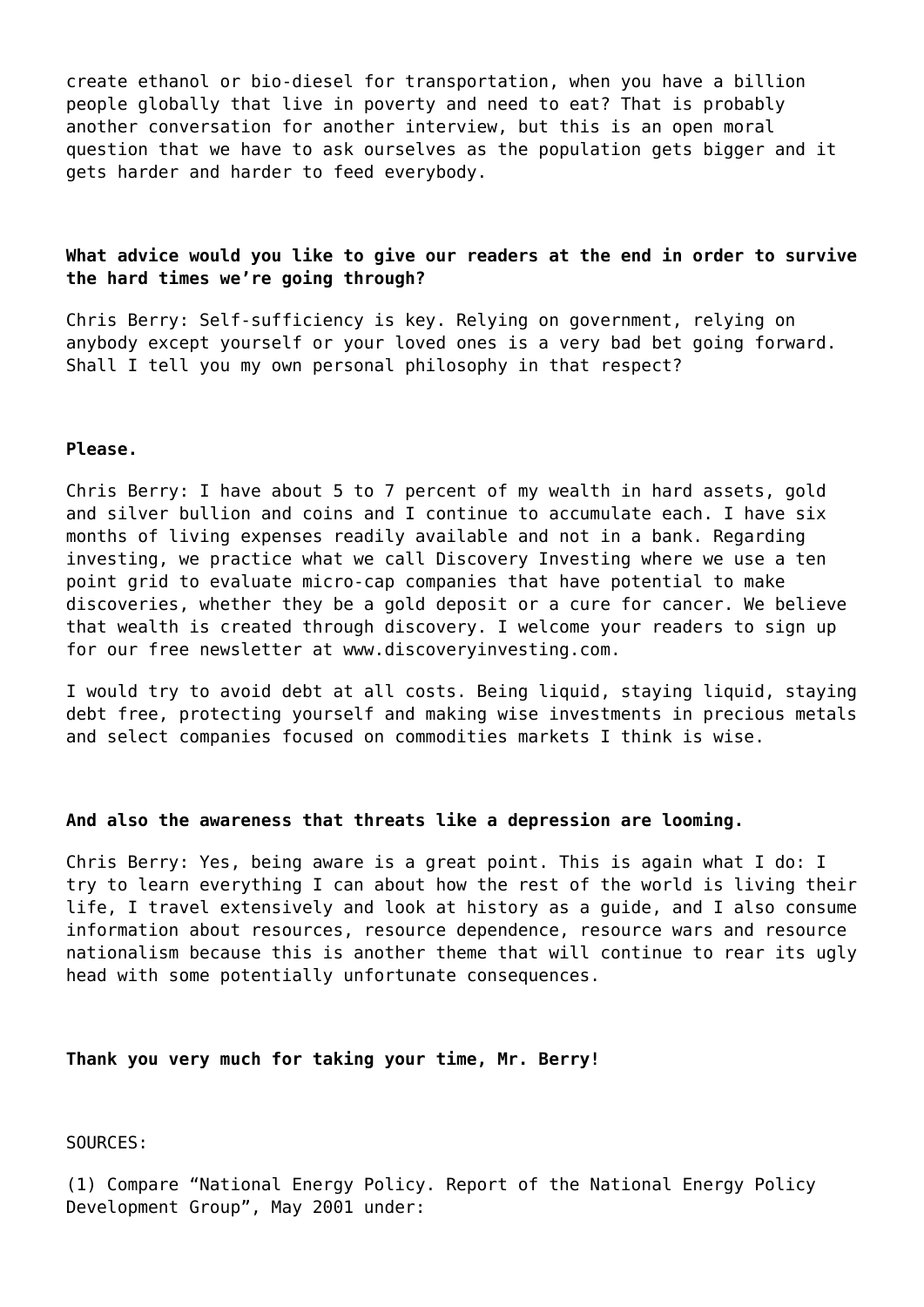create ethanol or bio-diesel for transportation, when you have a billion people globally that live in poverty and need to eat? That is probably another conversation for another interview, but this is an open moral question that we have to ask ourselves as the population gets bigger and it gets harder and harder to feed everybody.

**What advice would you like to give our readers at the end in order to survive the hard times we're going through?**

Chris Berry: Self-sufficiency is key. Relying on government, relying on anybody except yourself or your loved ones is a very bad bet going forward. Shall I tell you my own personal philosophy in that respect?

**Please.**

Chris Berry: I have about 5 to 7 percent of my wealth in hard assets, gold and silver bullion and coins and I continue to accumulate each. I have six months of living expenses readily available and not in a bank. Regarding investing, we practice what we call Discovery Investing where we use a ten point grid to evaluate micro-cap companies that have potential to make discoveries, whether they be a gold deposit or a cure for cancer. We believe that wealth is created through discovery. I welcome your readers to sign up for our free newsletter at www.discoveryinvesting.com.

I would try to avoid debt at all costs. Being liquid, staying liquid, staying debt free, protecting yourself and making wise investments in precious metals and select companies focused on commodities markets I think is wise.

**And also the awareness that threats like a depression are looming.**

Chris Berry: Yes, being aware is a great point. This is again what I do: I try to learn everything I can about how the rest of the world is living their life, I travel extensively and look at history as a guide, and I also consume information about resources, resource dependence, resource wars and resource nationalism because this is another theme that will continue to rear its ugly head with some potentially unfortunate consequences.

**Thank you very much for taking your time, Mr. Berry!**

SOURCES:

(1) Compare "National Energy Policy. Report of the National Energy Policy Development Group", May 2001 under: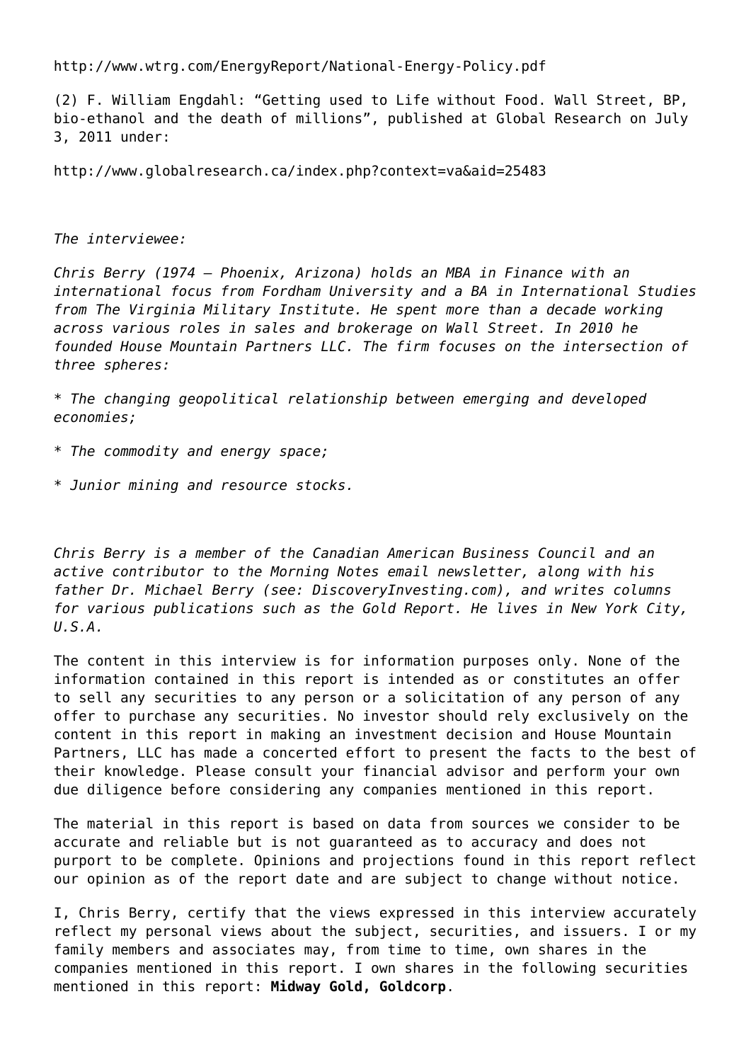http://www.wtrg.com/EnergyReport/National-Energy-Policy.pdf

(2) F. William Engdahl: "Getting used to Life without Food. Wall Street, BP, bio-ethanol and the death of millions", published at Global Research on July 3, 2011 under:

http://www.globalresearch.ca/index.php?context=va&aid=25483

*The interviewee:*

*Chris Berry (1974 – Phoenix, Arizona) holds an MBA in Finance with an international focus from Fordham University and a BA in International Studies from The Virginia Military Institute. He spent more than a decade working across various roles in sales and brokerage on Wall Street. In 2010 he founded House Mountain Partners LLC. The firm focuses on the intersection of three spheres:*

* *The changing geopolitical relationship between emerging and developed economies;*
* *The commodity and energy space;*
* *Junior mining and resource stocks.*

*Chris Berry is a member of the Canadian American Business Council and an active contributor to the Morning Notes email newsletter, along with his father Dr. Michael Berry (see: DiscoveryInvesting.com), and writes columns for various publications such as the Gold Report. He lives in New York City, U.S.A.*

The content in this interview is for information purposes only. None of the information contained in this report is intended as or constitutes an offer to sell any securities to any person or a solicitation of any person of any offer to purchase any securities. No investor should rely exclusively on the content in this report in making an investment decision and House Mountain Partners, LLC has made a concerted effort to present the facts to the best of their knowledge. Please consult your financial advisor and perform your own due diligence before considering any companies mentioned in this report.

The material in this report is based on data from sources we consider to be accurate and reliable but is not guaranteed as to accuracy and does not purport to be complete. Opinions and projections found in this report reflect our opinion as of the report date and are subject to change without notice.

I, Chris Berry, certify that the views expressed in this interview accurately reflect my personal views about the subject, securities, and issuers. I or my family members and associates may, from time to time, own shares in the companies mentioned in this report. I own shares in the following securities mentioned in this report: **Midway Gold, Goldcorp**.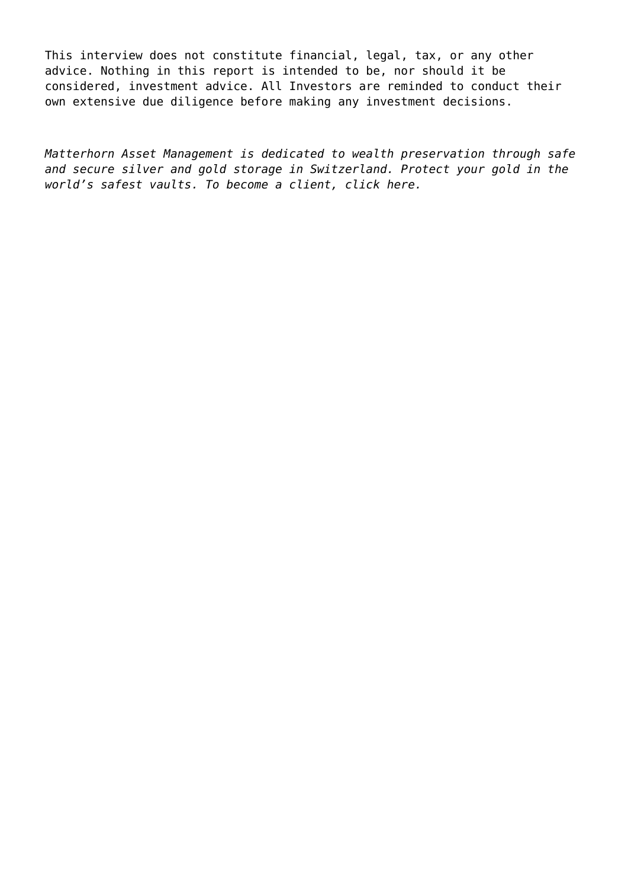This interview does not constitute financial, legal, tax, or any other advice. Nothing in this report is intended to be, nor should it be considered, investment advice. All Investors are reminded to conduct their own extensive due diligence before making any investment decisions.

*Matterhorn Asset Management is dedicated to wealth preservation through safe and secure silver and gold storage in Switzerland. Protect your gold in the world's safest vaults. To become a client, click here.*